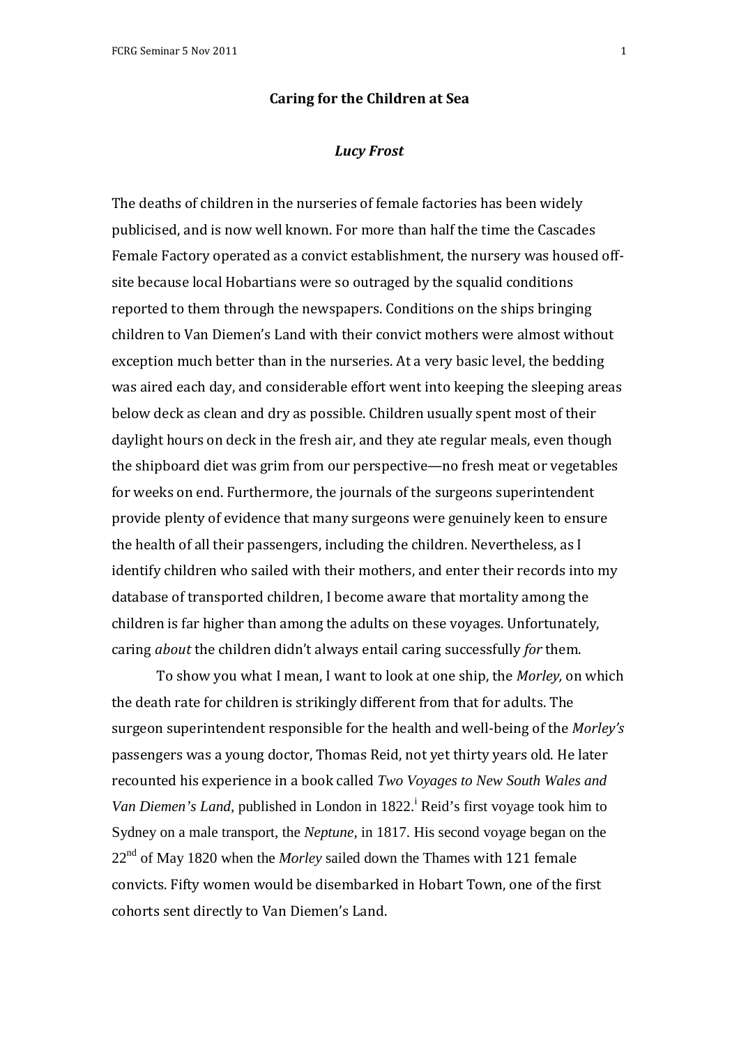# Caring for the Children at Sea

***Lucy Frost***

The deaths of children in the nurseries of female factories has been widely publicised, and is now well known. For more than half the time the Cascades Female Factory operated as a convict establishment, the nursery was housed off-site because local Hobartians were so outraged by the squalid conditions reported to them through the newspapers. Conditions on the ships bringing children to Van Diemen's Land with their convict mothers were almost without exception much better than in the nurseries. At a very basic level, the bedding was aired each day, and considerable effort went into keeping the sleeping areas below deck as clean and dry as possible. Children usually spent most of their daylight hours on deck in the fresh air, and they ate regular meals, even though the shipboard diet was grim from our perspective—no fresh meat or vegetables for weeks on end. Furthermore, the journals of the surgeons superintendent provide plenty of evidence that many surgeons were genuinely keen to ensure the health of all their passengers, including the children. Nevertheless, as I identify children who sailed with their mothers, and enter their records into my database of transported children, I become aware that mortality among the children is far higher than among the adults on these voyages. Unfortunately, caring *about* the children didn't always entail caring successfully *for* them.

To show you what I mean, I want to look at one ship, the *Morley,* on which the death rate for children is strikingly different from that for adults. The surgeon superintendent responsible for the health and well-being of the *Morley's* passengers was a young doctor, Thomas Reid, not yet thirty years old. He later recounted his experience in a book called *Two Voyages to New South Wales and Van Diemen's Land*, published in London in 1822.[i] Reid's first voyage took him to Sydney on a male transport, the *Neptune*, in 1817. His second voyage began on the 22nd of May 1820 when the *Morley* sailed down the Thames with 121 female convicts. Fifty women would be disembarked in Hobart Town, one of the first cohorts sent directly to Van Diemen's Land.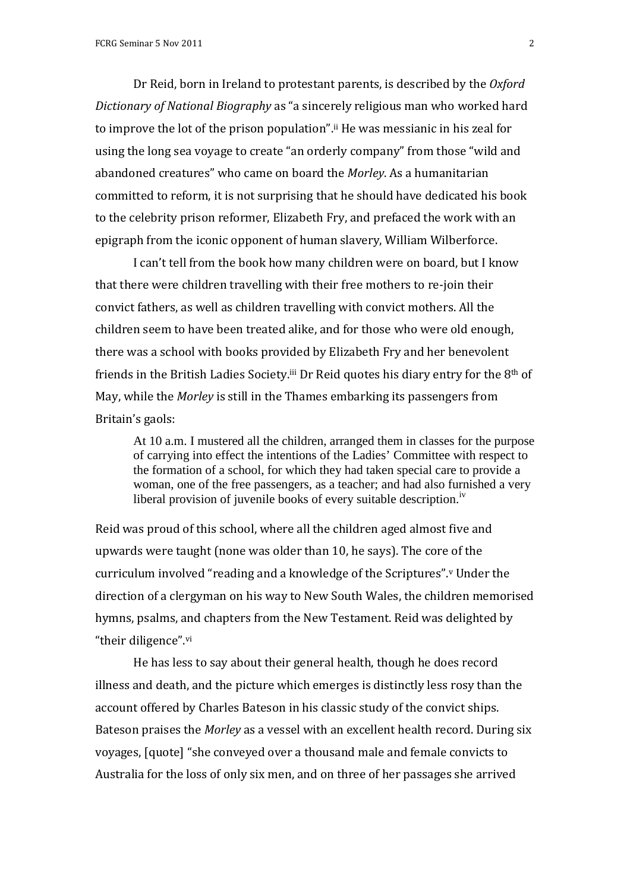Dr Reid, born in Ireland to protestant parents, is described by the *Oxford Dictionary of National Biography* as "a sincerely religious man who worked hard to improve the lot of the prison population".[ii] He was messianic in his zeal for using the long sea voyage to create "an orderly company" from those "wild and abandoned creatures" who came on board the *Morley*. As a humanitarian committed to reform, it is not surprising that he should have dedicated his book to the celebrity prison reformer, Elizabeth Fry, and prefaced the work with an epigraph from the iconic opponent of human slavery, William Wilberforce.

I can't tell from the book how many children were on board, but I know that there were children travelling with their free mothers to re-join their convict fathers, as well as children travelling with convict mothers. All the children seem to have been treated alike, and for those who were old enough, there was a school with books provided by Elizabeth Fry and her benevolent friends in the British Ladies Society.[iii] Dr Reid quotes his diary entry for the 8th of May, while the *Morley* is still in the Thames embarking its passengers from Britain's gaols:

> At 10 a.m. I mustered all the children, arranged them in classes for the purpose of carrying into effect the intentions of the Ladies' Committee with respect to the formation of a school, for which they had taken special care to provide a woman, one of the free passengers, as a teacher; and had also furnished a very liberal provision of juvenile books of every suitable description.[iv]

Reid was proud of this school, where all the children aged almost five and upwards were taught (none was older than 10, he says). The core of the curriculum involved "reading and a knowledge of the Scriptures".[v] Under the direction of a clergyman on his way to New South Wales, the children memorised hymns, psalms, and chapters from the New Testament. Reid was delighted by "their diligence".[vi]

He has less to say about their general health, though he does record illness and death, and the picture which emerges is distinctly less rosy than the account offered by Charles Bateson in his classic study of the convict ships. Bateson praises the *Morley* as a vessel with an excellent health record. During six voyages, [quote] "she conveyed over a thousand male and female convicts to Australia for the loss of only six men, and on three of her passages she arrived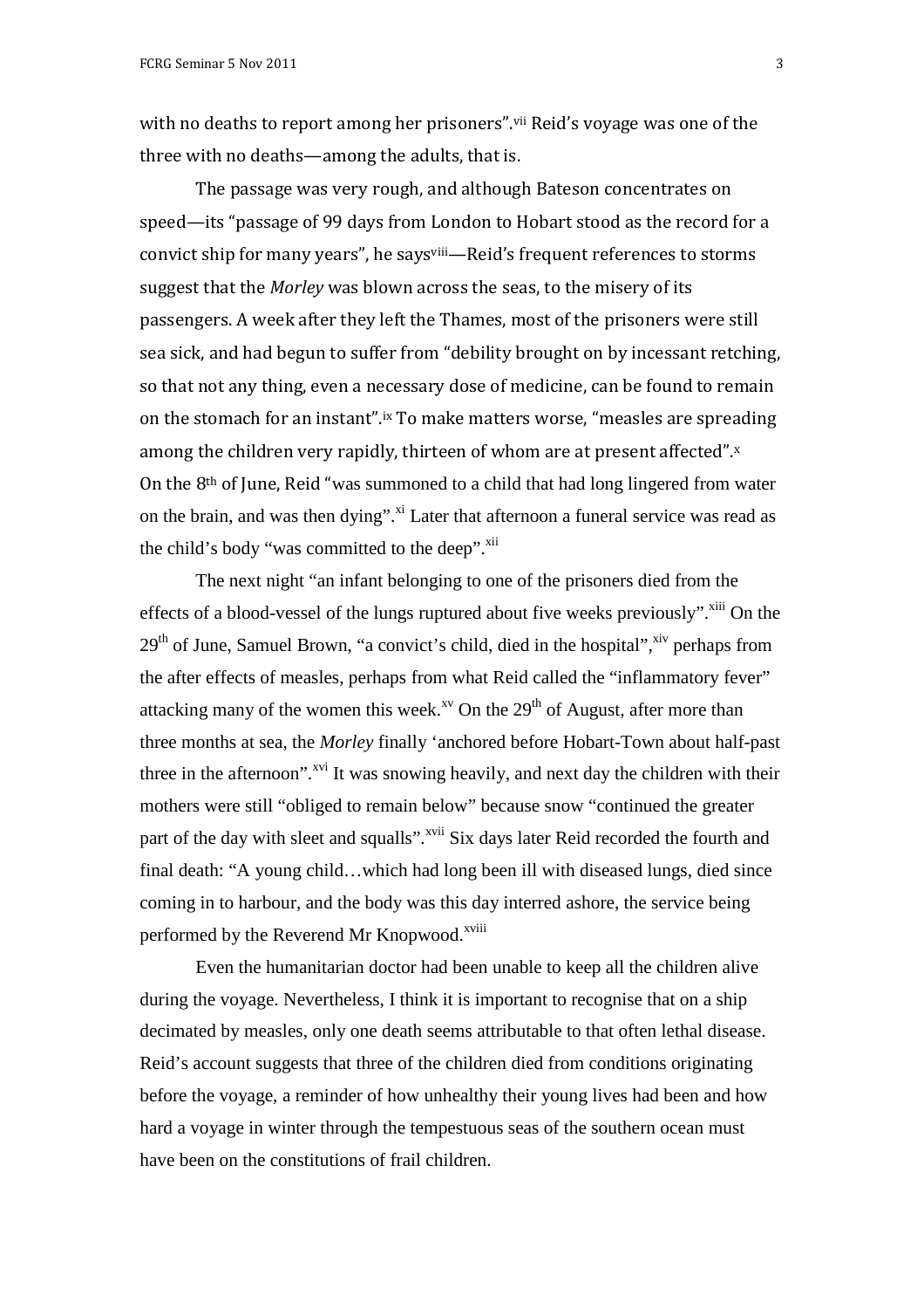with no deaths to report among her prisoners".[vii] Reid's voyage was one of the three with no deaths—among the adults, that is.

The passage was very rough, and although Bateson concentrates on speed—its "passage of 99 days from London to Hobart stood as the record for a convict ship for many years", he says[viii]—Reid's frequent references to storms suggest that the *Morley* was blown across the seas, to the misery of its passengers. A week after they left the Thames, most of the prisoners were still sea sick, and had begun to suffer from "debility brought on by incessant retching, so that not any thing, even a necessary dose of medicine, can be found to remain on the stomach for an instant".[ix] To make matters worse, "measles are spreading among the children very rapidly, thirteen of whom are at present affected".[x] On the 8th of June, Reid "was summoned to a child that had long lingered from water on the brain, and was then dying".[xi] Later that afternoon a funeral service was read as the child's body "was committed to the deep".[xii]

The next night "an infant belonging to one of the prisoners died from the effects of a blood-vessel of the lungs ruptured about five weeks previously".[xiii] On the 29th of June, Samuel Brown, "a convict's child, died in the hospital",[xiv] perhaps from the after effects of measles, perhaps from what Reid called the "inflammatory fever" attacking many of the women this week.[xv] On the 29th of August, after more than three months at sea, the *Morley* finally 'anchored before Hobart-Town about half-past three in the afternoon".[xvi] It was snowing heavily, and next day the children with their mothers were still "obliged to remain below" because snow "continued the greater part of the day with sleet and squalls".[xvii] Six days later Reid recorded the fourth and final death: "A young child…which had long been ill with diseased lungs, died since coming in to harbour, and the body was this day interred ashore, the service being performed by the Reverend Mr Knopwood.[xviii]

Even the humanitarian doctor had been unable to keep all the children alive during the voyage. Nevertheless, I think it is important to recognise that on a ship decimated by measles, only one death seems attributable to that often lethal disease. Reid's account suggests that three of the children died from conditions originating before the voyage, a reminder of how unhealthy their young lives had been and how hard a voyage in winter through the tempestuous seas of the southern ocean must have been on the constitutions of frail children.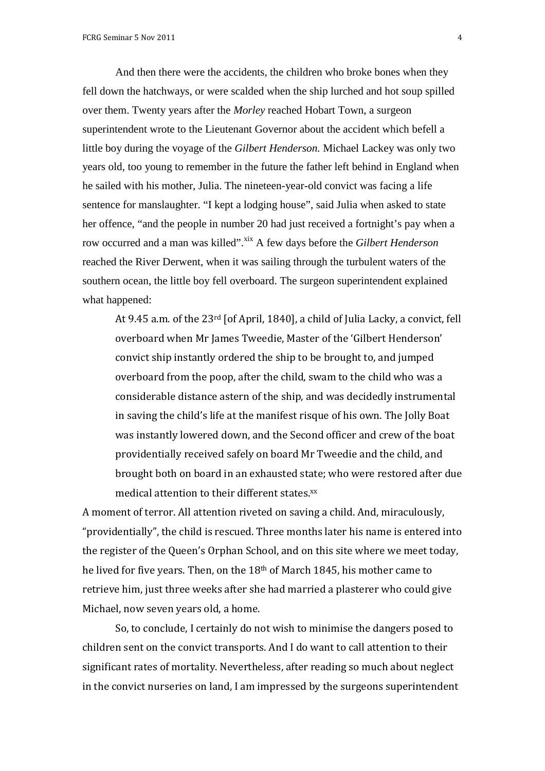And then there were the accidents, the children who broke bones when they fell down the hatchways, or were scalded when the ship lurched and hot soup spilled over them. Twenty years after the *Morley* reached Hobart Town, a surgeon superintendent wrote to the Lieutenant Governor about the accident which befell a little boy during the voyage of the *Gilbert Henderson.* Michael Lackey was only two years old, too young to remember in the future the father left behind in England when he sailed with his mother, Julia. The nineteen-year-old convict was facing a life sentence for manslaughter. "I kept a lodging house", said Julia when asked to state her offence, "and the people in number 20 had just received a fortnight's pay when a row occurred and a man was killed".[xix] A few days before the *Gilbert Henderson* reached the River Derwent, when it was sailing through the turbulent waters of the southern ocean, the little boy fell overboard. The surgeon superintendent explained what happened:

> At 9.45 a.m. of the 23rd [of April, 1840], a child of Julia Lacky, a convict, fell overboard when Mr James Tweedie, Master of the 'Gilbert Henderson' convict ship instantly ordered the ship to be brought to, and jumped overboard from the poop, after the child, swam to the child who was a considerable distance astern of the ship, and was decidedly instrumental in saving the child's life at the manifest risque of his own. The Jolly Boat was instantly lowered down, and the Second officer and crew of the boat providentially received safely on board Mr Tweedie and the child, and brought both on board in an exhausted state; who were restored after due medical attention to their different states.[xx]

A moment of terror. All attention riveted on saving a child. And, miraculously, "providentially", the child is rescued. Three months later his name is entered into the register of the Queen's Orphan School, and on this site where we meet today, he lived for five years. Then, on the 18th of March 1845, his mother came to retrieve him, just three weeks after she had married a plasterer who could give Michael, now seven years old, a home.

So, to conclude, I certainly do not wish to minimise the dangers posed to children sent on the convict transports. And I do want to call attention to their significant rates of mortality. Nevertheless, after reading so much about neglect in the convict nurseries on land, I am impressed by the surgeons superintendent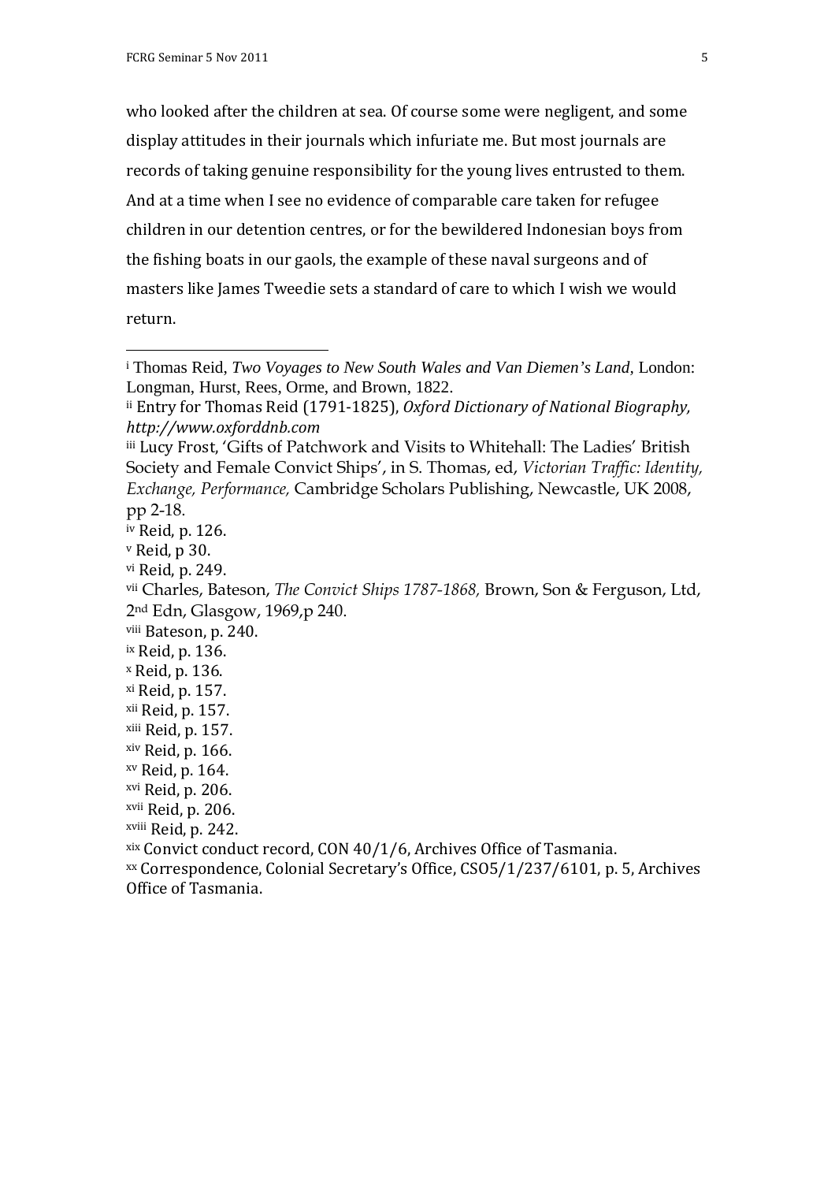who looked after the children at sea. Of course some were negligent, and some display attitudes in their journals which infuriate me. But most journals are records of taking genuine responsibility for the young lives entrusted to them. And at a time when I see no evidence of comparable care taken for refugee children in our detention centres, or for the bewildered Indonesian boys from the fishing boats in our gaols, the example of these naval surgeons and of masters like James Tweedie sets a standard of care to which I wish we would return.

---

[i] Thomas Reid, *Two Voyages to New South Wales and Van Diemen's Land*, London: Longman, Hurst, Rees, Orme, and Brown, 1822.

[ii] Entry for Thomas Reid (1791-1825), *Oxford Dictionary of National Biography, http://www.oxforddnb.com*

[iii] Lucy Frost, 'Gifts of Patchwork and Visits to Whitehall: The Ladies' British Society and Female Convict Ships', in S. Thomas, ed, *Victorian Traffic: Identity, Exchange, Performance,* Cambridge Scholars Publishing, Newcastle, UK 2008, pp 2-18.

[iv] Reid, p. 126.

[v] Reid, p 30.

[vi] Reid, p. 249.

[vii] Charles, Bateson, *The Convict Ships 1787-1868,* Brown, Son & Ferguson, Ltd, 2nd Edn, Glasgow, 1969,p 240.

[viii] Bateson, p. 240.

[ix] Reid, p. 136.

[x] Reid, p. 136.

[xi] Reid, p. 157.

[xii] Reid, p. 157.

[xiii] Reid, p. 157.

[xiv] Reid, p. 166.

[xv] Reid, p. 164.

[xvi] Reid, p. 206.

[xvii] Reid, p. 206.

[xviii] Reid, p. 242.

[xix] Convict conduct record, CON 40/1/6, Archives Office of Tasmania.

[xx] Correspondence, Colonial Secretary's Office, CSO5/1/237/6101, p. 5, Archives Office of Tasmania.